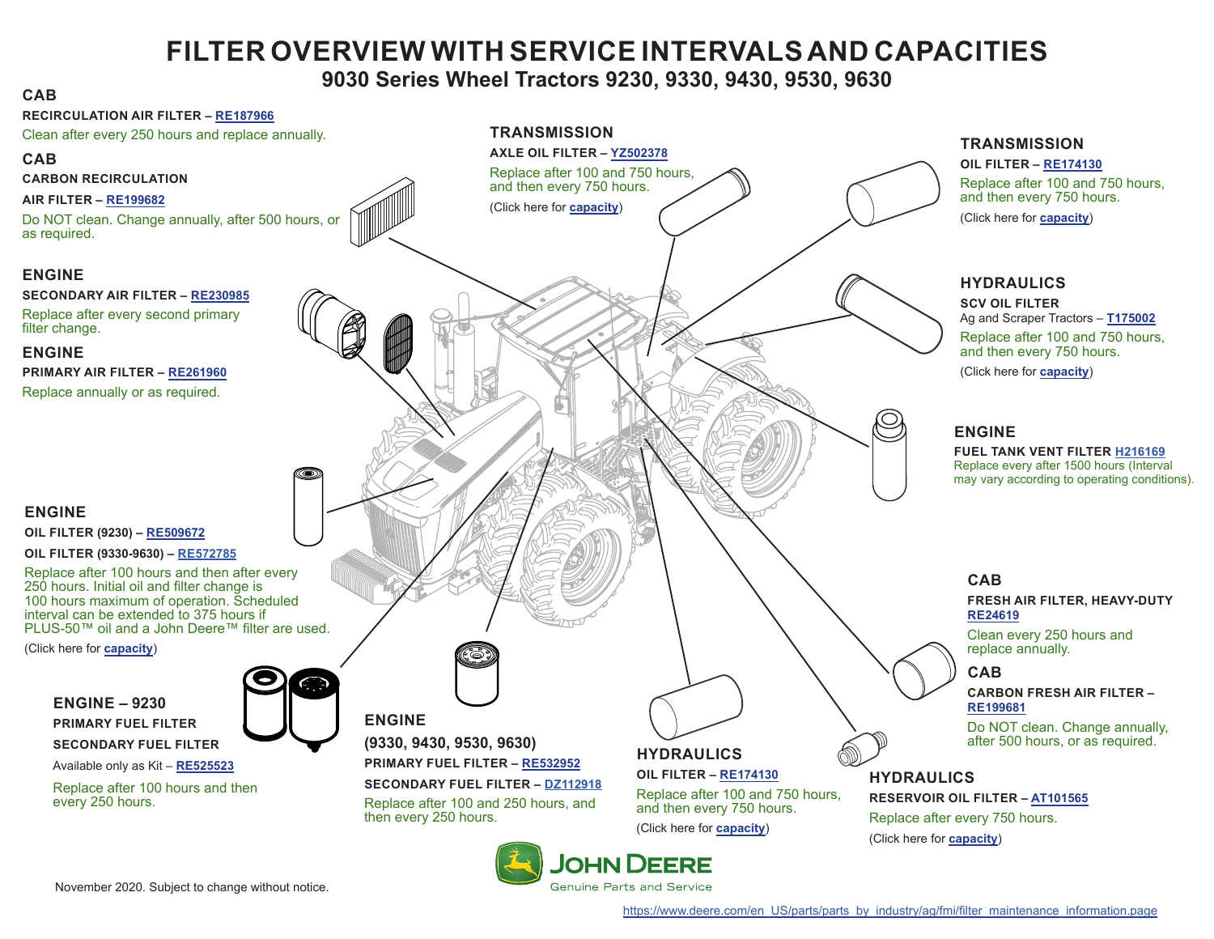# FILTER OVERVIEW WITH SERVICE INTERVALS AND CAPACITIES

## 9030 Series Wheel Tractors 9230, 9330, 9430, 9530, 9630

### CAB

**RECIRCULATION AIR FILTER – RE187966**

Clean after every 250 hours and replace annually.

### CAB

**CARBON RECIRCULATION**

**AIR FILTER – RE199682**

Do NOT clean. Change annually, after 500 hours, or as required.

### ENGINE

**SECONDARY AIR FILTER – RE230985**

Replace after every second primary filter change.

### ENGINE

**PRIMARY AIR FILTER – RE261960**

Replace annually or as required.

### ENGINE

**OIL FILTER (9230) – RE509672**

**OIL FILTER (9330-9630) – RE572785**

Replace after 100 hours and then after every 250 hours. Initial oil and filter change is 100 hours maximum of operation. Scheduled interval can be extended to 375 hours if PLUS-50™ oil and a John Deere™ filter are used.

(Click here for **capacity**)

### ENGINE – 9230

**PRIMARY FUEL FILTER**

**SECONDARY FUEL FILTER**

Available only as Kit – **RE525523**

Replace after 100 hours and then every 250 hours.

### ENGINE

**(9330, 9430, 9530, 9630)**

**PRIMARY FUEL FILTER – RE532952**

**SECONDARY FUEL FILTER – DZ112918**

Replace after 100 and 250 hours, and then every 250 hours.

### TRANSMISSION

**AXLE OIL FILTER – YZ502378**

Replace after 100 and 750 hours, and then every 750 hours.

(Click here for **capacity**)

### TRANSMISSION

**OIL FILTER – RE174130**

Replace after 100 and 750 hours, and then every 750 hours.

(Click here for **capacity**)

### HYDRAULICS

**SCV OIL FILTER**

Ag and Scraper Tractors – **T175002**

Replace after 100 and 750 hours, and then every 750 hours.

(Click here for **capacity**)

### ENGINE

**FUEL TANK VENT FILTER H216169**

Replace every after 1500 hours (Interval may vary according to operating conditions).

### CAB

**FRESH AIR FILTER, HEAVY-DUTY RE24619**

Clean every 250 hours and replace annually.

### CAB

**CARBON FRESH AIR FILTER – RE199681**

Do NOT clean. Change annually, after 500 hours, or as required.

### HYDRAULICS

**OIL FILTER – RE174130**

Replace after 100 and 750 hours, and then every 750 hours.

(Click here for **capacity**)

### HYDRAULICS

**RESERVOIR OIL FILTER – AT101565**

Replace after every 750 hours.

(Click here for **capacity**)

JOHN DEERE

Genuine Parts and Service

November 2020. Subject to change without notice.

https://www.deere.com/en_US/parts/parts_by_industry/ag/fmi/filter_maintenance_information.page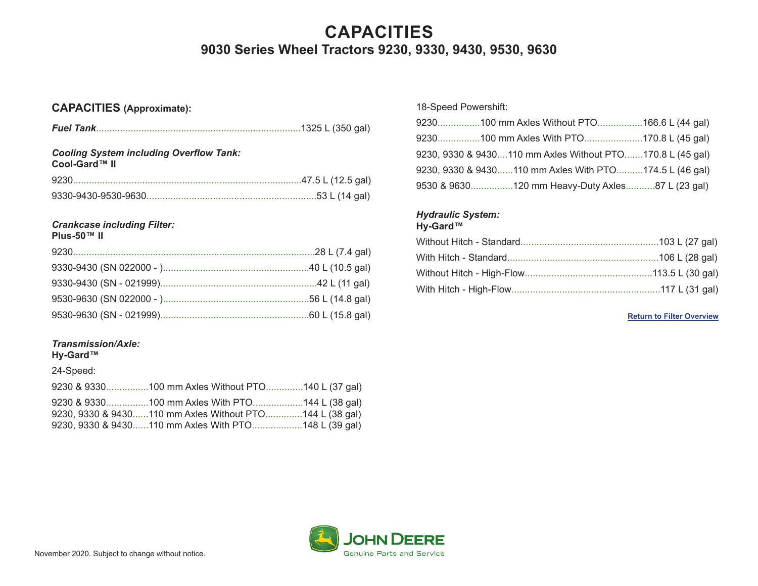# CAPACITIES

## 9030 Series Wheel Tractors 9230, 9330, 9430, 9530, 9630

### CAPACITIES (Approximate):

***Fuel Tank***............................................................................1325 L (350 gal)

***Cooling System including Overflow Tank:***
**Cool-Gard™ II**

9230.....................................................................................47.5 L (12.5 gal)

9330-9430-9530-9630................................................................53 L (14 gal)

***Crankcase including Filter:***
**Plus-50™ II**

9230..........................................................................................28 L (7.4 gal)

9330-9430 (SN 022000 - )......................................................40 L (10.5 gal)

9330-9430 (SN - 021999)..........................................................42 L (11 gal)

9530-9630 (SN 022000 - )......................................................56 L (14.8 gal)

9530-9630 (SN - 021999).......................................................60 L (15.8 gal)

***Transmission/Axle:***
**Hy-Gard™**

24-Speed:

9230 & 9330................100 mm Axles Without PTO.............140 L (37 gal)

9230 & 9330................100 mm Axles With PTO..................144 L (38 gal)
9230, 9330 & 9430......110 mm Axles Without PTO.............144 L (38 gal)
9230, 9330 & 9430......110 mm Axles With PTO..................148 L (39 gal)

18-Speed Powershift:

9230................100 mm Axles Without PTO.................166.6 L (44 gal)

9230................100 mm Axles With PTO......................170.8 L (45 gal)

9230, 9330 & 9430....110 mm Axles Without PTO.......170.8 L (45 gal)

9230, 9330 & 9430......110 mm Axles With PTO..........174.5 L (46 gal)

9530 & 9630................120 mm Heavy-Duty Axles...........87 L (23 gal)

***Hydraulic System:***
**Hy-Gard™**

Without Hitch - Standard....................................................103 L (27 gal)

With Hitch - Standard.........................................................106 L (28 gal)

Without Hitch - High-Flow................................................113.5 L (30 gal)

With Hitch - High-Flow........................................................117 L (31 gal)

**Return to Filter Overview**

November 2020. Subject to change without notice.

JOHN DEERE
Genuine Parts and Service